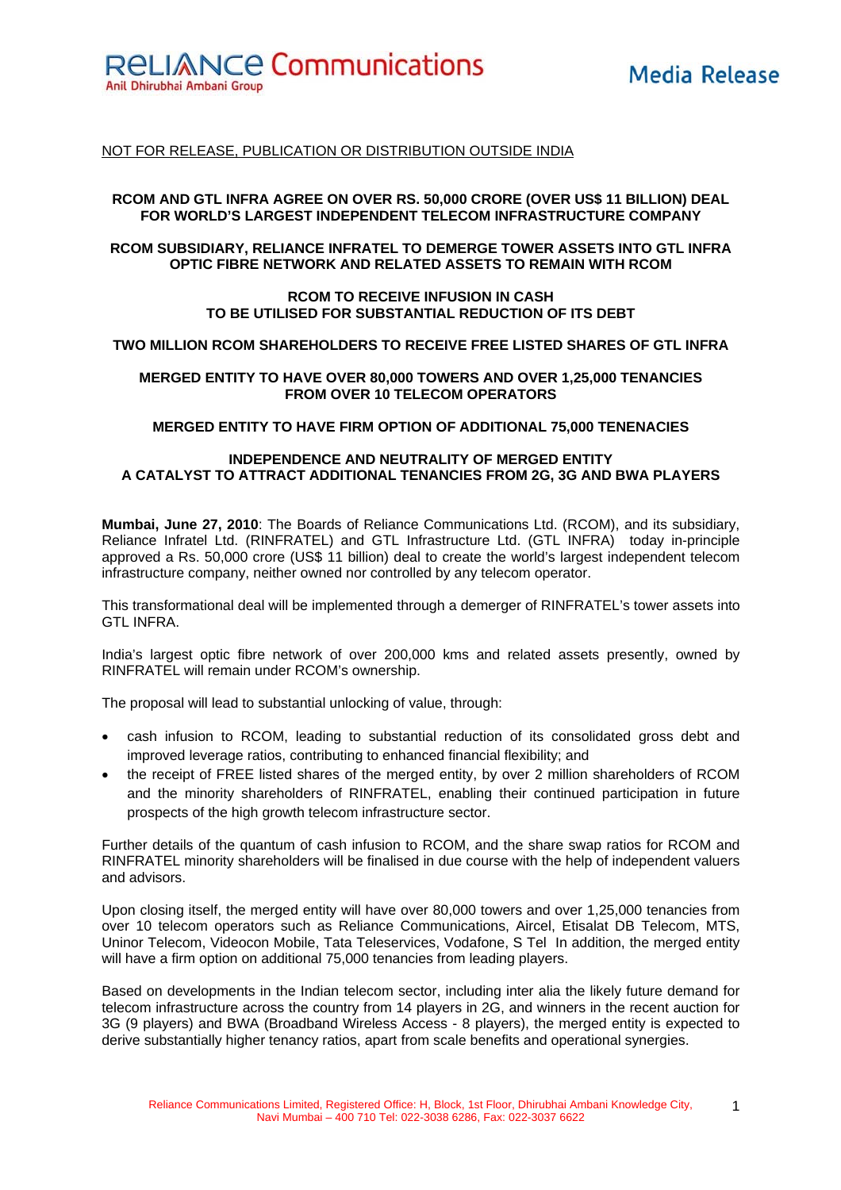Reliance Communications
Anil Dhirubhai Ambani Group

**Media Release**

NOT FOR RELEASE, PUBLICATION OR DISTRIBUTION OUTSIDE INDIA

**RCOM AND GTL INFRA AGREE ON OVER RS. 50,000 CRORE (OVER US$ 11 BILLION) DEAL FOR WORLD'S LARGEST INDEPENDENT TELECOM INFRASTRUCTURE COMPANY**

**RCOM SUBSIDIARY, RELIANCE INFRATEL TO DEMERGE TOWER ASSETS INTO GTL INFRA OPTIC FIBRE NETWORK AND RELATED ASSETS TO REMAIN WITH RCOM**

**RCOM TO RECEIVE INFUSION IN CASH TO BE UTILISED FOR SUBSTANTIAL REDUCTION OF ITS DEBT**

**TWO MILLION RCOM SHAREHOLDERS TO RECEIVE FREE LISTED SHARES OF GTL INFRA**

**MERGED ENTITY TO HAVE OVER 80,000 TOWERS AND OVER 1,25,000 TENANCIES FROM OVER 10 TELECOM OPERATORS**

**MERGED ENTITY TO HAVE FIRM OPTION OF ADDITIONAL 75,000 TENENACIES**

**INDEPENDENCE AND NEUTRALITY OF MERGED ENTITY A CATALYST TO ATTRACT ADDITIONAL TENANCIES FROM 2G, 3G AND BWA PLAYERS**

**Mumbai, June 27, 2010**: The Boards of Reliance Communications Ltd. (RCOM), and its subsidiary, Reliance Infratel Ltd. (RINFRATEL) and GTL Infrastructure Ltd. (GTL INFRA) today in-principle approved a Rs. 50,000 crore (US$ 11 billion) deal to create the world's largest independent telecom infrastructure company, neither owned nor controlled by any telecom operator.

This transformational deal will be implemented through a demerger of RINFRATEL's tower assets into GTL INFRA.

India's largest optic fibre network of over 200,000 kms and related assets presently, owned by RINFRATEL will remain under RCOM's ownership.

The proposal will lead to substantial unlocking of value, through:

- cash infusion to RCOM, leading to substantial reduction of its consolidated gross debt and improved leverage ratios, contributing to enhanced financial flexibility; and
- the receipt of FREE listed shares of the merged entity, by over 2 million shareholders of RCOM and the minority shareholders of RINFRATEL, enabling their continued participation in future prospects of the high growth telecom infrastructure sector.

Further details of the quantum of cash infusion to RCOM, and the share swap ratios for RCOM and RINFRATEL minority shareholders will be finalised in due course with the help of independent valuers and advisors.

Upon closing itself, the merged entity will have over 80,000 towers and over 1,25,000 tenancies from over 10 telecom operators such as Reliance Communications, Aircel, Etisalat DB Telecom, MTS, Uninor Telecom, Videocon Mobile, Tata Teleservices, Vodafone, S Tel In addition, the merged entity will have a firm option on additional 75,000 tenancies from leading players.

Based on developments in the Indian telecom sector, including inter alia the likely future demand for telecom infrastructure across the country from 14 players in 2G, and winners in the recent auction for 3G (9 players) and BWA (Broadband Wireless Access - 8 players), the merged entity is expected to derive substantially higher tenancy ratios, apart from scale benefits and operational synergies.

Reliance Communications Limited, Registered Office: H, Block, 1st Floor, Dhirubhai Ambani Knowledge City, Navi Mumbai – 400 710 Tel: 022-3038 6286, Fax: 022-3037 6622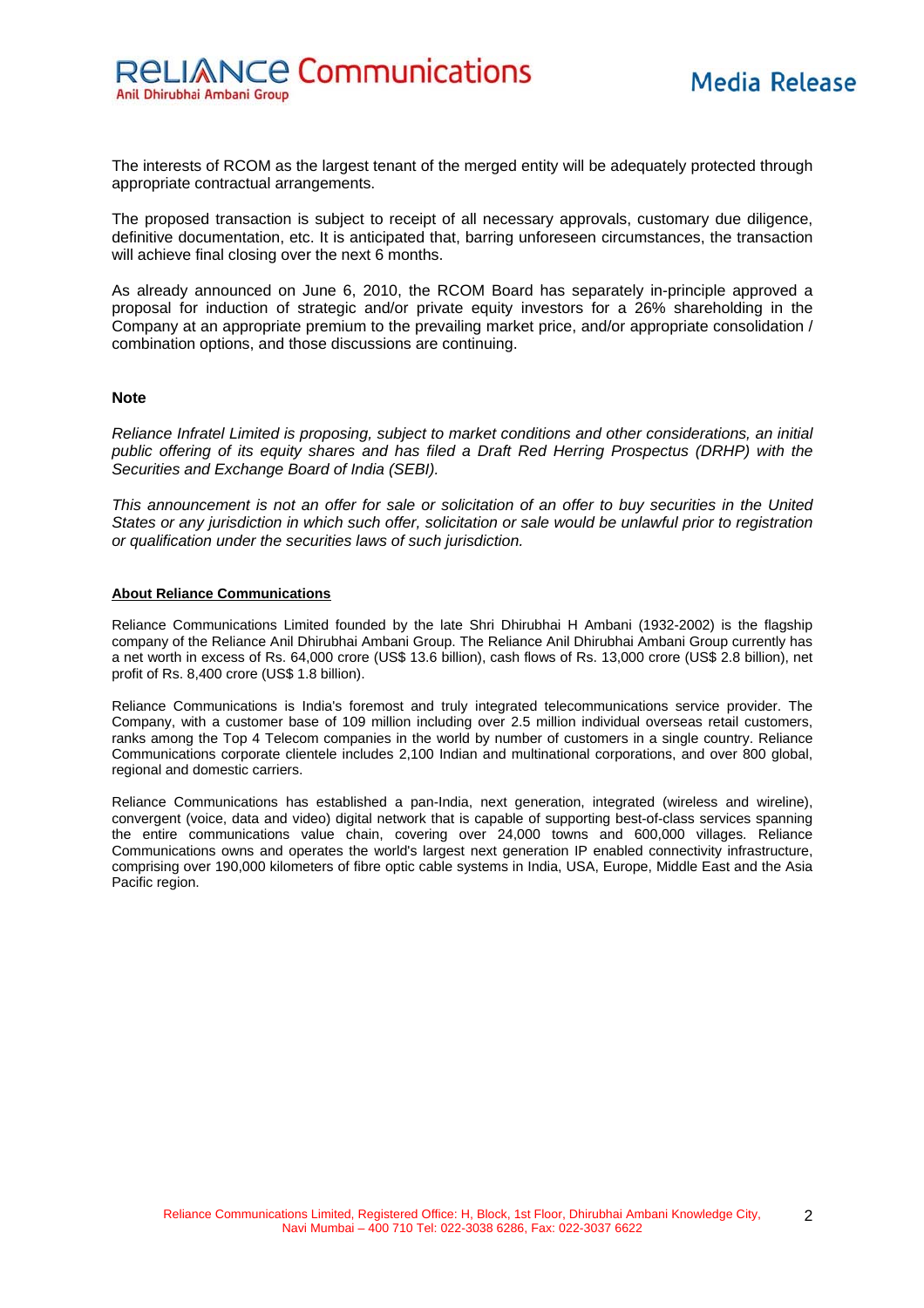The interests of RCOM as the largest tenant of the merged entity will be adequately protected through appropriate contractual arrangements.

The proposed transaction is subject to receipt of all necessary approvals, customary due diligence, definitive documentation, etc. It is anticipated that, barring unforeseen circumstances, the transaction will achieve final closing over the next 6 months.

As already announced on June 6, 2010, the RCOM Board has separately in-principle approved a proposal for induction of strategic and/or private equity investors for a 26% shareholding in the Company at an appropriate premium to the prevailing market price, and/or appropriate consolidation / combination options, and those discussions are continuing.

**Note**

*Reliance Infratel Limited is proposing, subject to market conditions and other considerations, an initial public offering of its equity shares and has filed a Draft Red Herring Prospectus (DRHP) with the Securities and Exchange Board of India (SEBI).*

*This announcement is not an offer for sale or solicitation of an offer to buy securities in the United States or any jurisdiction in which such offer, solicitation or sale would be unlawful prior to registration or qualification under the securities laws of such jurisdiction.*

**About Reliance Communications**

Reliance Communications Limited founded by the late Shri Dhirubhai H Ambani (1932-2002) is the flagship company of the Reliance Anil Dhirubhai Ambani Group. The Reliance Anil Dhirubhai Ambani Group currently has a net worth in excess of Rs. 64,000 crore (US$ 13.6 billion), cash flows of Rs. 13,000 crore (US$ 2.8 billion), net profit of Rs. 8,400 crore (US$ 1.8 billion).

Reliance Communications is India's foremost and truly integrated telecommunications service provider. The Company, with a customer base of 109 million including over 2.5 million individual overseas retail customers, ranks among the Top 4 Telecom companies in the world by number of customers in a single country. Reliance Communications corporate clientele includes 2,100 Indian and multinational corporations, and over 800 global, regional and domestic carriers.

Reliance Communications has established a pan-India, next generation, integrated (wireless and wireline), convergent (voice, data and video) digital network that is capable of supporting best-of-class services spanning the entire communications value chain, covering over 24,000 towns and 600,000 villages. Reliance Communications owns and operates the world's largest next generation IP enabled connectivity infrastructure, comprising over 190,000 kilometers of fibre optic cable systems in India, USA, Europe, Middle East and the Asia Pacific region.